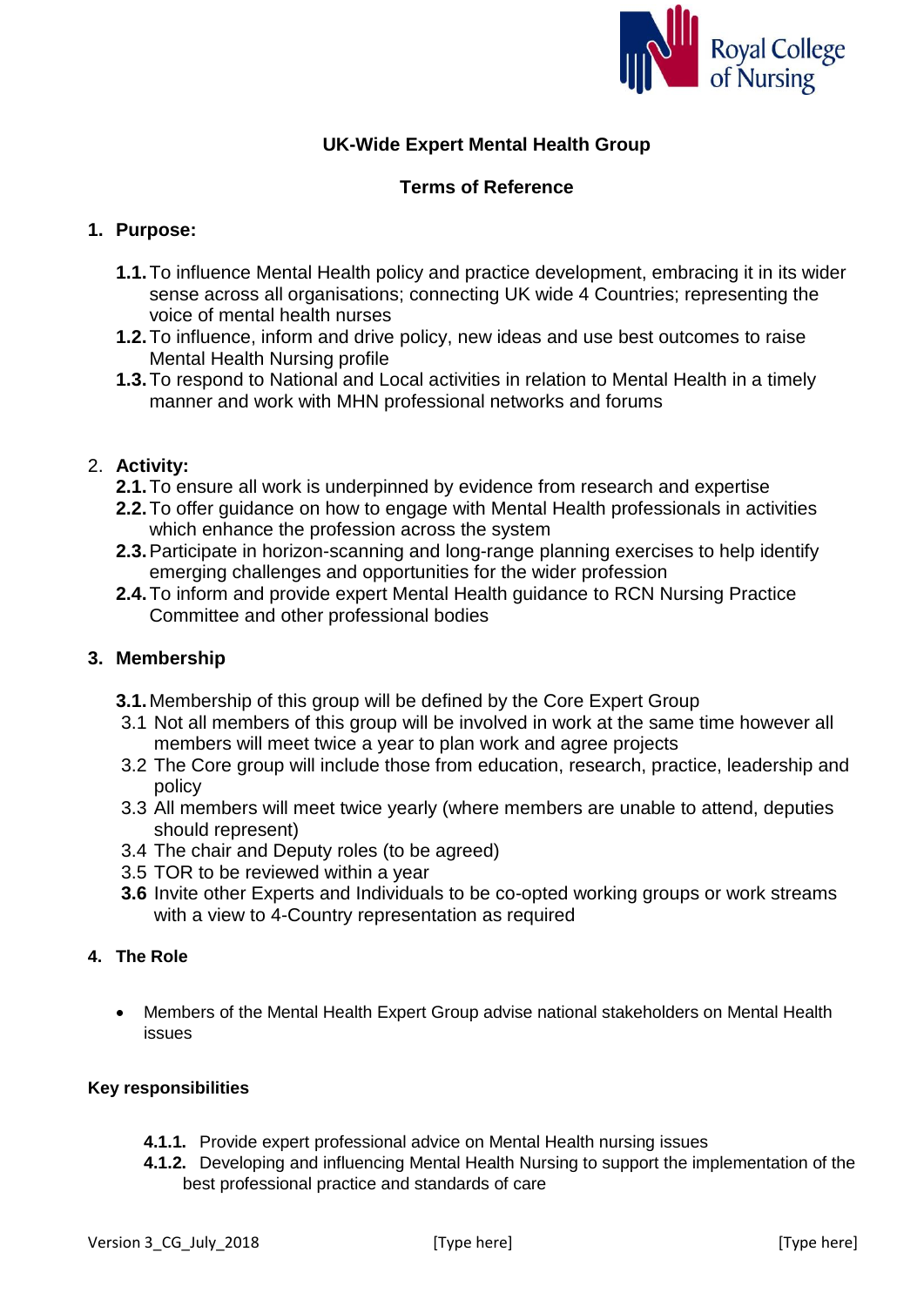**UK-Wide Expert Mental Health Group**

**Terms of Reference**

1. **Purpose:**

   **1.1.** To influence Mental Health policy and practice development, embracing it in its wider sense across all organisations; connecting UK wide 4 Countries; representing the voice of mental health nurses

   **1.2.** To influence, inform and drive policy, new ideas and use best outcomes to raise Mental Health Nursing profile

   **1.3.** To respond to National and Local activities in relation to Mental Health in a timely manner and work with MHN professional networks and forums

2. **Activity:**

   **2.1.** To ensure all work is underpinned by evidence from research and expertise

   **2.2.** To offer guidance on how to engage with Mental Health professionals in activities which enhance the profession across the system

   **2.3.** Participate in horizon-scanning and long-range planning exercises to help identify emerging challenges and opportunities for the wider profession

   **2.4.** To inform and provide expert Mental Health guidance to RCN Nursing Practice Committee and other professional bodies

3. **Membership**

   **3.1.** Membership of this group will be defined by the Core Expert Group

   3.1 Not all members of this group will be involved in work at the same time however all members will meet twice a year to plan work and agree projects

   3.2 The Core group will include those from education, research, practice, leadership and policy

   3.3 All members will meet twice yearly (where members are unable to attend, deputies should represent)

   3.4 The chair and Deputy roles (to be agreed)

   3.5 TOR to be reviewed within a year

   **3.6** Invite other Experts and Individuals to be co-opted working groups or work streams with a view to 4-Country representation as required

4. **The Role**

   - Members of the Mental Health Expert Group advise national stakeholders on Mental Health issues

**Key responsibilities**

**4.1.1.** Provide expert professional advice on Mental Health nursing issues

**4.1.2.** Developing and influencing Mental Health Nursing to support the implementation of the best professional practice and standards of care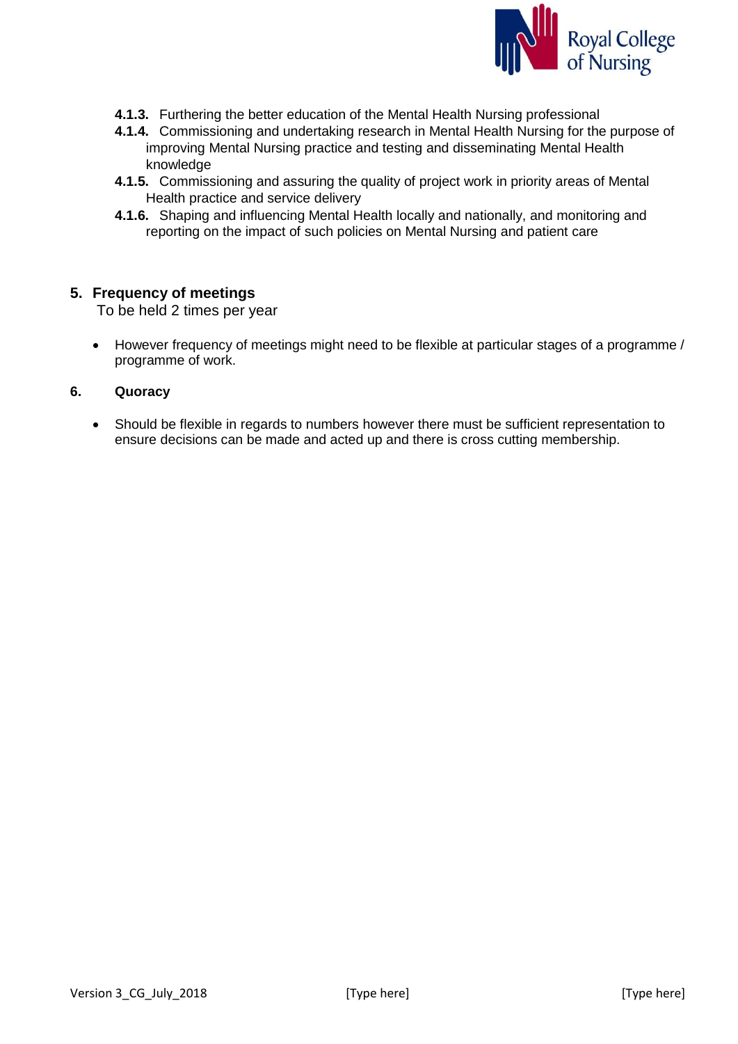**4.1.3.** Furthering the better education of the Mental Health Nursing professional

**4.1.4.** Commissioning and undertaking research in Mental Health Nursing for the purpose of improving Mental Nursing practice and testing and disseminating Mental Health knowledge

**4.1.5.** Commissioning and assuring the quality of project work in priority areas of Mental Health practice and service delivery

**4.1.6.** Shaping and influencing Mental Health locally and nationally, and monitoring and reporting on the impact of such policies on Mental Nursing and patient care

## 5. Frequency of meetings

To be held 2 times per year

- However frequency of meetings might need to be flexible at particular stages of a programme / programme of work.

## 6. Quoracy

- Should be flexible in regards to numbers however there must be sufficient representation to ensure decisions can be made and acted up and there is cross cutting membership.